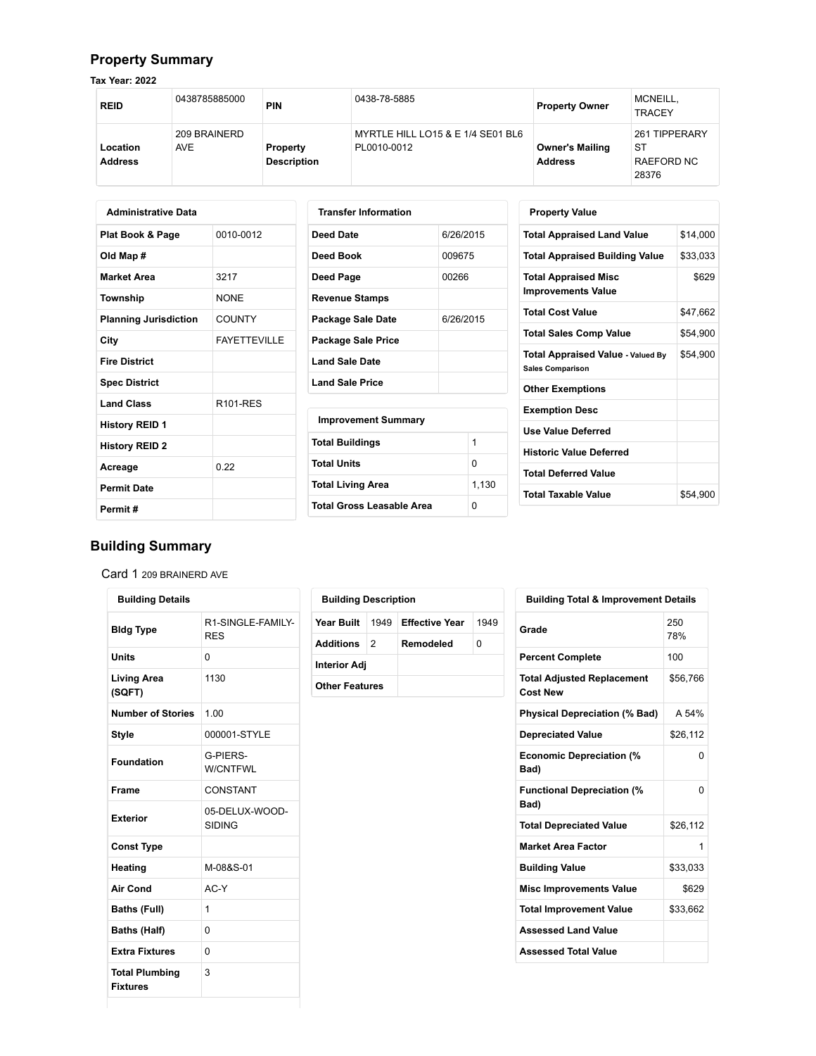## Property Summary

**Tax Year: 2022**

| REID | 0438785885000 | PIN | 0438-78-5885 | Property Owner | MCNEILL, TRACEY |
|---|---|---|---|---|---|
| Location Address | 209 BRAINERD AVE | Property Description | MYRTLE HILL LO15 & E 1/4 SE01 BL6 PL0010-0012 | Owner's Mailing Address | 261 TIPPERARY ST RAEFORD NC 28376 |

| Administrative Data | |
|---|---|
| Plat Book & Page | 0010-0012 |
| Old Map # | |
| Market Area | 3217 |
| Township | NONE |
| Planning Jurisdiction | COUNTY |
| City | FAYETTEVILLE |
| Fire District | |
| Spec District | |
| Land Class | R101-RES |
| History REID 1 | |
| History REID 2 | |
| Acreage | 0.22 |
| Permit Date | |
| Permit # | |

| Transfer Information | |
|---|---|
| Deed Date | 6/26/2015 |
| Deed Book | 009675 |
| Deed Page | 00266 |
| Revenue Stamps | |
| Package Sale Date | 6/26/2015 |
| Package Sale Price | |
| Land Sale Date | |
| Land Sale Price | |

| Improvement Summary | |
|---|---|
| Total Buildings | 1 |
| Total Units | 0 |
| Total Living Area | 1,130 |
| Total Gross Leasable Area | 0 |

| Property Value | |
|---|---|
| Total Appraised Land Value | $14,000 |
| Total Appraised Building Value | $33,033 |
| Total Appraised Misc Improvements Value | $629 |
| Total Cost Value | $47,662 |
| Total Sales Comp Value | $54,900 |
| Total Appraised Value - Valued By Sales Comparison | $54,900 |
| Other Exemptions | |
| Exemption Desc | |
| Use Value Deferred | |
| Historic Value Deferred | |
| Total Deferred Value | |
| Total Taxable Value | $54,900 |

## Building Summary

Card 1 209 BRAINERD AVE

| Building Details | |
|---|---|
| Bldg Type | R1-SINGLE-FAMILY-RES |
| Units | 0 |
| Living Area (SQFT) | 1130 |
| Number of Stories | 1.00 |
| Style | 000001-STYLE |
| Foundation | G-PIERS-W/CNTFWL |
| Frame | CONSTANT |
| Exterior | 05-DELUX-WOOD-SIDING |
| Const Type | |
| Heating | M-08&S-01 |
| Air Cond | AC-Y |
| Baths (Full) | 1 |
| Baths (Half) | 0 |
| Extra Fixtures | 0 |
| Total Plumbing Fixtures | 3 |

| Building Description | | | |
|---|---|---|---|
| Year Built | 1949 | Effective Year | 1949 |
| Additions | 2 | Remodeled | 0 |
| Interior Adj | | | |
| Other Features | | | |

| Building Total & Improvement Details | |
|---|---|
| Grade | 250 78% |
| Percent Complete | 100 |
| Total Adjusted Replacement Cost New | $56,766 |
| Physical Depreciation (% Bad) | A 54% |
| Depreciated Value | $26,112 |
| Economic Depreciation (% Bad) | 0 |
| Functional Depreciation (% Bad) | 0 |
| Total Depreciated Value | $26,112 |
| Market Area Factor | 1 |
| Building Value | $33,033 |
| Misc Improvements Value | $629 |
| Total Improvement Value | $33,662 |
| Assessed Land Value | |
| Assessed Total Value | |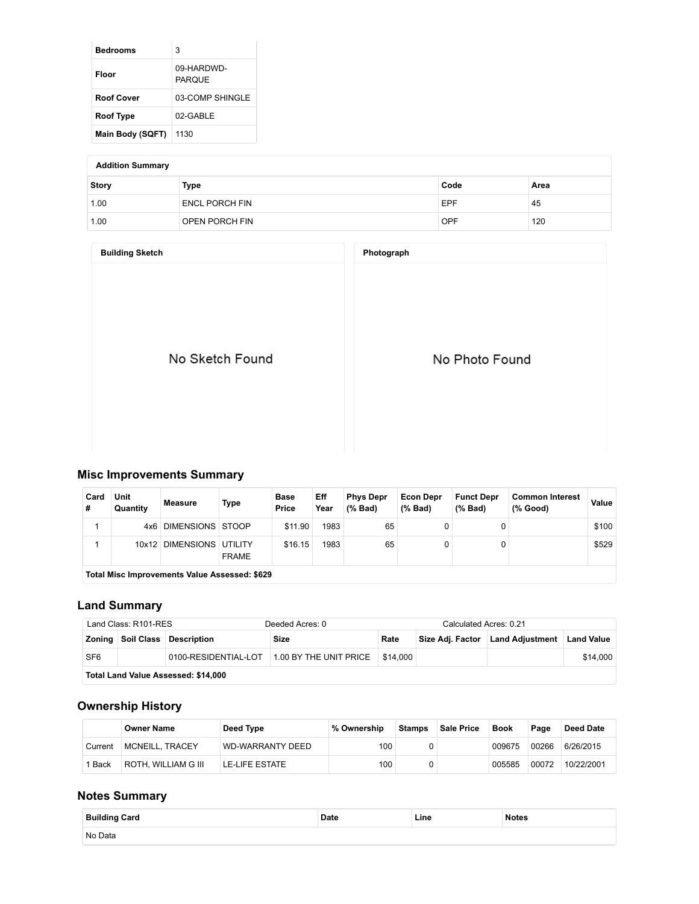| | |
|---|---|
| **Bedrooms** | 3 |
| **Floor** | 09-HARDWD-PARQUE |
| **Roof Cover** | 03-COMP SHINGLE |
| **Roof Type** | 02-GABLE |
| **Main Body (SQFT)** | 1130 |

**Addition Summary**

| Story | Type | Code | Area |
|---|---|---|---|
| 1.00 | ENCL PORCH FIN | EPF | 45 |
| 1.00 | OPEN PORCH FIN | OPF | 120 |

**Building Sketch**

No Sketch Found

**Photograph**

No Photo Found

## Misc Improvements Summary

| Card # | Unit Quantity | Measure | Type | Base Price | Eff Year | Phys Depr (% Bad) | Econ Depr (% Bad) | Funct Depr (% Bad) | Common Interest (% Good) | Value |
|---|---|---|---|---|---|---|---|---|---|---|
| 1 | 4x6 | DIMENSIONS | STOOP | $11.90 | 1983 | 65 | 0 | 0 | | $100 |
| 1 | 10x12 | DIMENSIONS | UTILITY FRAME | $16.15 | 1983 | 65 | 0 | 0 | | $529 |
| **Total Misc Improvements Value Assessed: $629** | | | | | | | | | | |

## Land Summary

| Land Class: R101-RES | | Deeded Acres: 0 | | | Calculated Acres: 0.21 | | |
|---|---|---|---|---|---|---|---|
| **Zoning** | **Soil Class** | **Description** | **Size** | **Rate** | **Size Adj. Factor** | **Land Adjustment** | **Land Value** |
| SF6 | | 0100-RESIDENTIAL-LOT | 1.00 BY THE UNIT PRICE | $14,000 | | | $14,000 |
| **Total Land Value Assessed: $14,000** | | | | | | | |

## Ownership History

| | Owner Name | Deed Type | % Ownership | Stamps | Sale Price | Book | Page | Deed Date |
|---|---|---|---|---|---|---|---|---|
| Current | MCNEILL, TRACEY | WD-WARRANTY DEED | 100 | 0 | | 009675 | 00266 | 6/26/2015 |
| 1 Back | ROTH, WILLIAM G III | LE-LIFE ESTATE | 100 | 0 | | 005585 | 00072 | 10/22/2001 |

## Notes Summary

| Building Card | Date | Line | Notes |
|---|---|---|---|
| No Data | | | |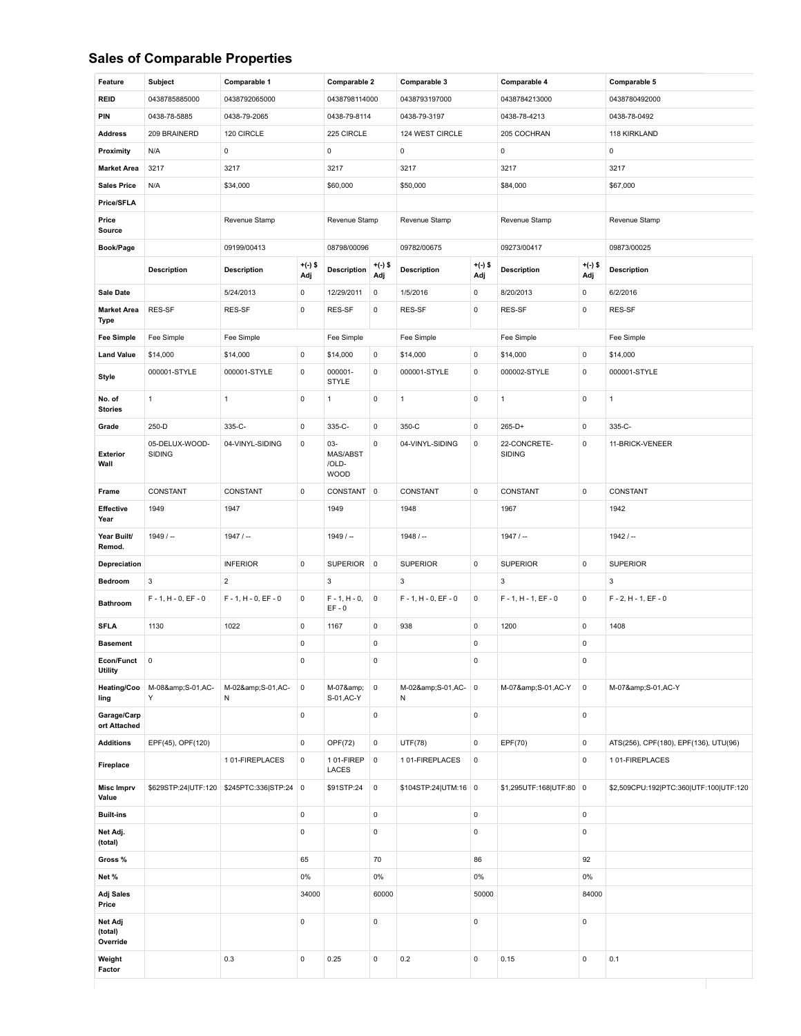## Sales of Comparable Properties

| Feature | Subject | Comparable 1 | | Comparable 2 | | Comparable 3 | | Comparable 4 | | Comparable 5 |
|---|---|---|---|---|---|---|---|---|---|---|
| REID | 0438785885000 | 0438792065000 | | 0438798114000 | | 0438793197000 | | 0438784213000 | | 0438780492000 |
| PIN | 0438-78-5885 | 0438-79-2065 | | 0438-79-8114 | | 0438-79-3197 | | 0438-78-4213 | | 0438-78-0492 |
| Address | 209 BRAINERD | 120 CIRCLE | | 225 CIRCLE | | 124 WEST CIRCLE | | 205 COCHRAN | | 118 KIRKLAND |
| Proximity | N/A | 0 | | 0 | | 0 | | 0 | | 0 |
| Market Area | 3217 | 3217 | | 3217 | | 3217 | | 3217 | | 3217 |
| Sales Price | N/A | $34,000 | | $60,000 | | $50,000 | | $84,000 | | $67,000 |
| Price/SFLA | | | | | | | | | | |
| Price Source | | Revenue Stamp | | Revenue Stamp | | Revenue Stamp | | Revenue Stamp | | Revenue Stamp |
| Book/Page | | 09199/00413 | | 08798/00096 | | 09782/00675 | | 09273/00417 | | 09873/00025 |
| | Description | Description | +(-) $ Adj | Description | +(-) $ Adj | Description | +(-) $ Adj | Description | +(-) $ Adj | Description |
| Sale Date | | 5/24/2013 | 0 | 12/29/2011 | 0 | 1/5/2016 | 0 | 8/20/2013 | 0 | 6/2/2016 |
| Market Area Type | RES-SF | RES-SF | 0 | RES-SF | 0 | RES-SF | 0 | RES-SF | 0 | RES-SF |
| Fee Simple | Fee Simple | Fee Simple | | Fee Simple | | Fee Simple | | Fee Simple | | Fee Simple |
| Land Value | $14,000 | $14,000 | 0 | $14,000 | 0 | $14,000 | 0 | $14,000 | 0 | $14,000 |
| Style | 000001-STYLE | 000001-STYLE | 0 | 000001-STYLE | 0 | 000001-STYLE | 0 | 000002-STYLE | 0 | 000001-STYLE |
| No. of Stories | 1 | 1 | 0 | 1 | 0 | 1 | 0 | 1 | 0 | 1 |
| Grade | 250-D | 335-C- | 0 | 335-C- | 0 | 350-C | 0 | 265-D+ | 0 | 335-C- |
| Exterior Wall | 05-DELUX-WOOD-SIDING | 04-VINYL-SIDING | 0 | 03-MAS/ABST/OLD-WOOD | 0 | 04-VINYL-SIDING | 0 | 22-CONCRETE-SIDING | 0 | 11-BRICK-VENEER |
| Frame | CONSTANT | CONSTANT | 0 | CONSTANT | 0 | CONSTANT | 0 | CONSTANT | 0 | CONSTANT |
| Effective Year | 1949 | 1947 | | 1949 | | 1948 | | 1967 | | 1942 |
| Year Built/ Remod. | 1949 / -- | 1947 / -- | | 1949 / -- | | 1948 / -- | | 1947 / -- | | 1942 / -- |
| Depreciation | | INFERIOR | 0 | SUPERIOR | 0 | SUPERIOR | 0 | SUPERIOR | 0 | SUPERIOR |
| Bedroom | 3 | 2 | | 3 | | 3 | | 3 | | 3 |
| Bathroom | F - 1, H - 0, EF - 0 | F - 1, H - 0, EF - 0 | 0 | F - 1, H - 0, EF - 0 | 0 | F - 1, H - 0, EF - 0 | 0 | F - 1, H - 1, EF - 0 | 0 | F - 2, H - 1, EF - 0 |
| SFLA | 1130 | 1022 | 0 | 1167 | 0 | 938 | 0 | 1200 | 0 | 1408 |
| Basement | | | 0 | | 0 | | 0 | | 0 | |
| Econ/Funct Utility | 0 | | 0 | | 0 | | 0 | | 0 | |
| Heating/Cooling | M-08&amp;S-01,AC-Y | M-02&amp;S-01,AC-N | 0 | M-07&amp;S-01,AC-Y | 0 | M-02&amp;S-01,AC-N | 0 | M-07&amp;S-01,AC-Y | 0 | M-07&amp;S-01,AC-Y |
| Garage/Carport Attached | | | 0 | | 0 | | 0 | | 0 | |
| Additions | EPF(45), OPF(120) | | 0 | OPF(72) | 0 | UTF(78) | 0 | EPF(70) | 0 | ATS(256), CPF(180), EPF(136), UTU(96) |
| Fireplace | | 1 01-FIREPLACES | 0 | 1 01-FIREPLACES | 0 | 1 01-FIREPLACES | 0 | | 0 | 1 01-FIREPLACES |
| Misc Imprv Value | $629STP:24\|UTF:120 | $245PTC:336\|STP:24 | 0 | $91STP:24 | 0 | $104STP:24\|UTM:16 | 0 | $1,295UTF:168\|UTF:80 | 0 | $2,509CPU:192\|PTC:360\|UTF:100\|UTF:120 |
| Built-ins | | | 0 | | 0 | | 0 | | 0 | |
| Net Adj. (total) | | | 0 | | 0 | | 0 | | 0 | |
| Gross % | | | 65 | | 70 | | 86 | | 92 | |
| Net % | | | 0% | | 0% | | 0% | | 0% | |
| Adj Sales Price | | | 34000 | | 60000 | | 50000 | | 84000 | |
| Net Adj (total) Override | | | 0 | | 0 | | 0 | | 0 | |
| Weight Factor | | 0.3 | 0 | 0.25 | 0 | 0.2 | 0 | 0.15 | 0 | 0.1 |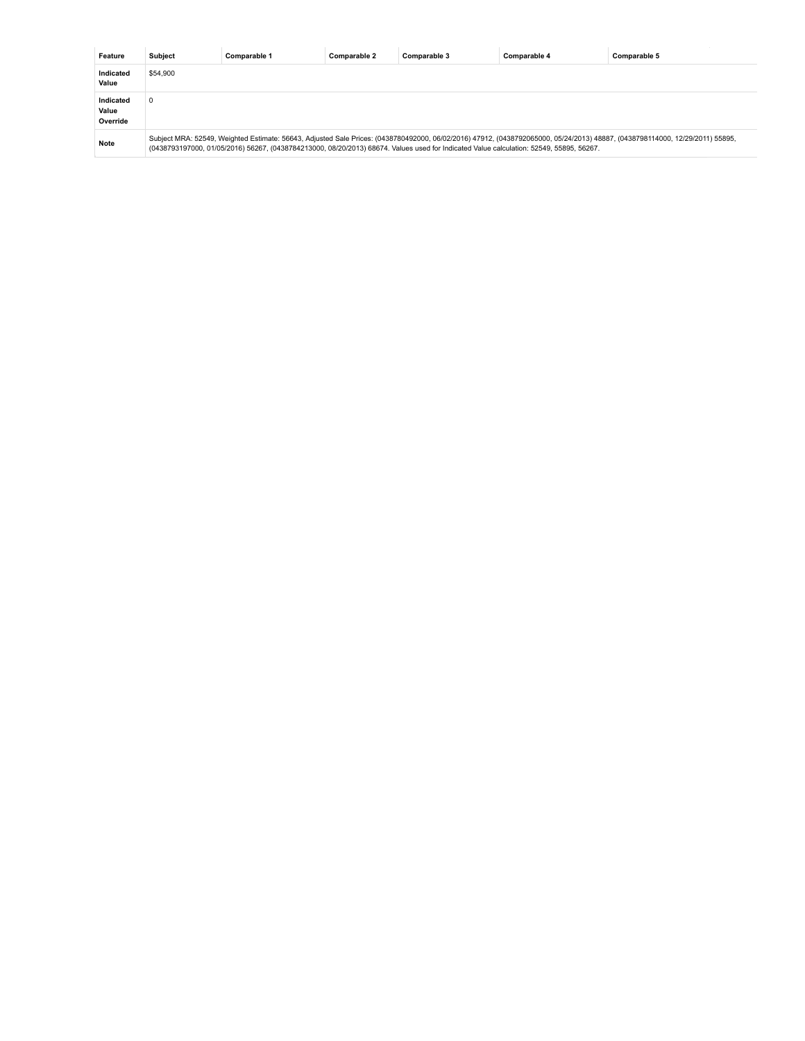| Feature | Subject | Comparable 1 | Comparable 2 | Comparable 3 | Comparable 4 | Comparable 5 |
| --- | --- | --- | --- | --- | --- | --- |
| Indicated Value | $54,900 | | | | | |
| Indicated Value Override | 0 | | | | | |
| Note | Subject MRA: 52549, Weighted Estimate: 56643, Adjusted Sale Prices: (0438780492000, 06/02/2016) 47912, (0438792065000, 05/24/2013) 48887, (0438798114000, 12/29/2011) 55895, (0438793197000, 01/05/2016) 56267, (0438784213000, 08/20/2013) 68674. Values used for Indicated Value calculation: 52549, 55895, 56267. | | | | | |